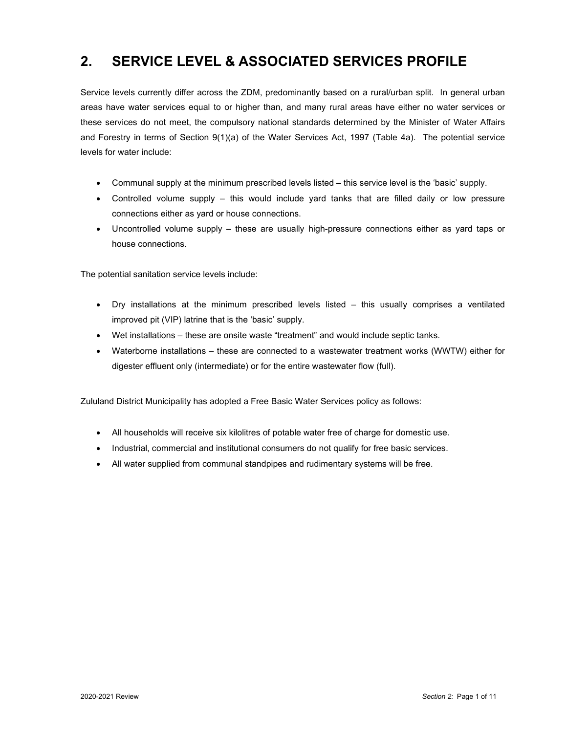# 2. SERVICE LEVEL & ASSOCIATED SERVICES PROFILE

Service levels currently differ across the ZDM, predominantly based on a rural/urban split. In general urban areas have water services equal to or higher than, and many rural areas have either no water services or these services do not meet, the compulsory national standards determined by the Minister of Water Affairs and Forestry in terms of Section 9(1)(a) of the Water Services Act, 1997 (Table 4a). The potential service levels for water include:

- Communal supply at the minimum prescribed levels listed – this service level is the 'basic' supply.
- Controlled volume supply – this would include yard tanks that are filled daily or low pressure connections either as yard or house connections.
- Uncontrolled volume supply – these are usually high-pressure connections either as yard taps or house connections.

The potential sanitation service levels include:

- Dry installations at the minimum prescribed levels listed – this usually comprises a ventilated improved pit (VIP) latrine that is the 'basic' supply.
- Wet installations – these are onsite waste "treatment" and would include septic tanks.
- Waterborne installations – these are connected to a wastewater treatment works (WWTW) either for digester effluent only (intermediate) or for the entire wastewater flow (full).

Zululand District Municipality has adopted a Free Basic Water Services policy as follows:

- All households will receive six kilolitres of potable water free of charge for domestic use.
- Industrial, commercial and institutional consumers do not qualify for free basic services.
- All water supplied from communal standpipes and rudimentary systems will be free.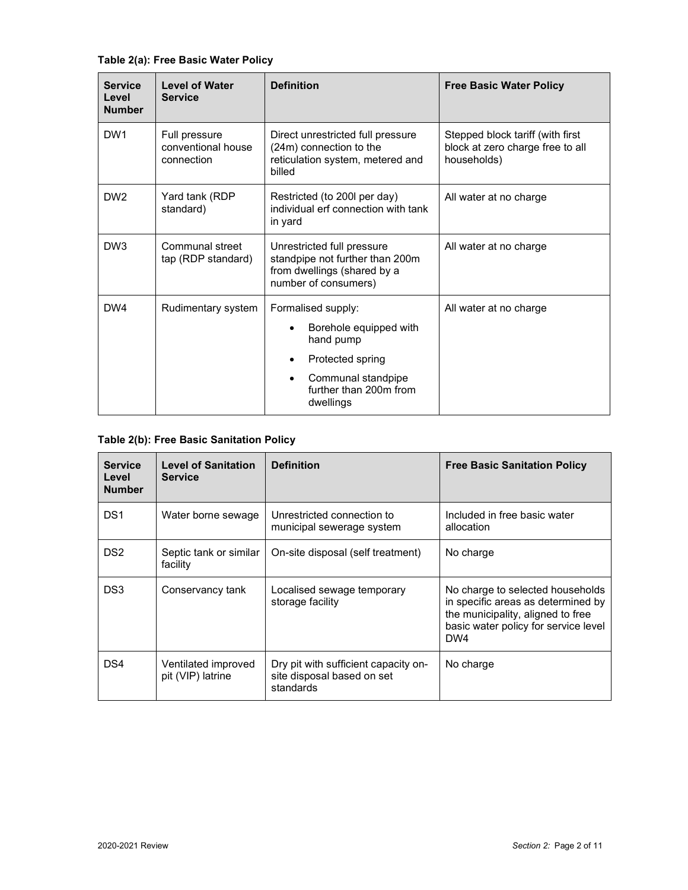**Table 2(a): Free Basic Water Policy**

| Service Level Number | Level of Water Service | Definition | Free Basic Water Policy |
|---|---|---|---|
| DW1 | Full pressure conventional house connection | Direct unrestricted full pressure (24m) connection to the reticulation system, metered and billed | Stepped block tariff (with first block at zero charge free to all households) |
| DW2 | Yard tank (RDP standard) | Restricted (to 200l per day) individual erf connection with tank in yard | All water at no charge |
| DW3 | Communal street tap (RDP standard) | Unrestricted full pressure standpipe not further than 200m from dwellings (shared by a number of consumers) | All water at no charge |
| DW4 | Rudimentary system | Formalised supply:<br>• Borehole equipped with hand pump<br>• Protected spring<br>• Communal standpipe further than 200m from dwellings | All water at no charge |

**Table 2(b): Free Basic Sanitation Policy**

| Service Level Number | Level of Sanitation Service | Definition | Free Basic Sanitation Policy |
|---|---|---|---|
| DS1 | Water borne sewage | Unrestricted connection to municipal sewerage system | Included in free basic water allocation |
| DS2 | Septic tank or similar facility | On-site disposal (self treatment) | No charge |
| DS3 | Conservancy tank | Localised sewage temporary storage facility | No charge to selected households in specific areas as determined by the municipality, aligned to free basic water policy for service level DW4 |
| DS4 | Ventilated improved pit (VIP) latrine | Dry pit with sufficient capacity on-site disposal based on set standards | No charge |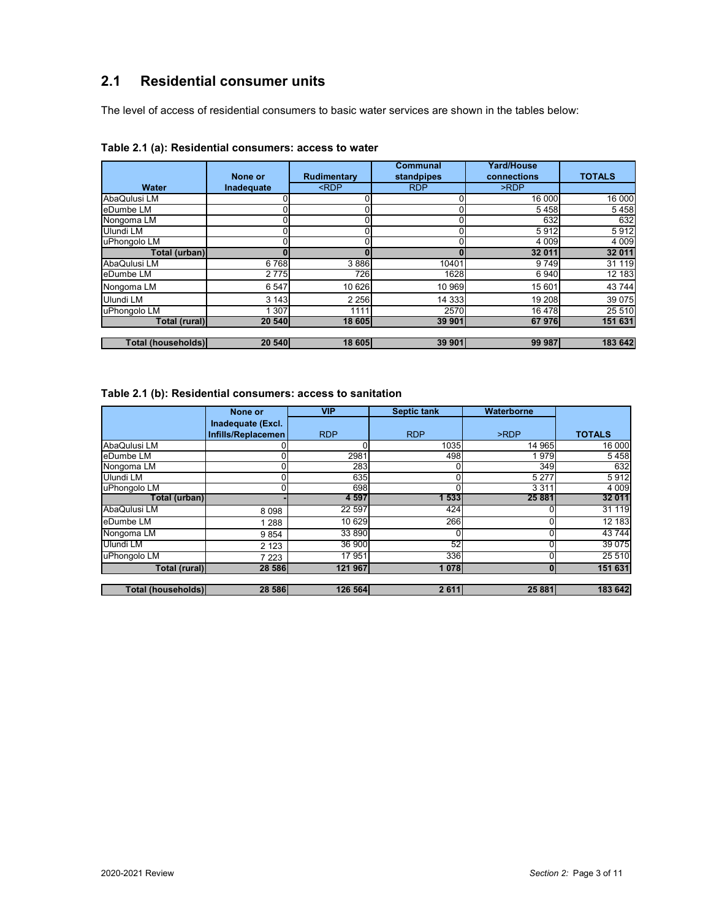## 2.1 Residential consumer units

The level of access of residential consumers to basic water services are shown in the tables below:

**Table 2.1 (a): Residential consumers: access to water**

| Water | None or Inadequate | Rudimentary | Communal standpipes | Yard/House connections | TOTALS |
|---|---|---|---|---|---|
| | | <RDP | RDP | >RDP | |
| AbaQulusi LM | 0 | 0 | 0 | 16 000 | 16 000 |
| eDumbe LM | 0 | 0 | 0 | 5 458 | 5 458 |
| Nongoma LM | 0 | 0 | 0 | 632 | 632 |
| Ulundi LM | 0 | 0 | 0 | 5 912 | 5 912 |
| uPhongolo LM | 0 | 0 | 0 | 4 009 | 4 009 |
| **Total (urban)** | **0** | **0** | **0** | **32 011** | **32 011** |
| AbaQulusi LM | 6 768 | 3 886 | 10401 | 9 749 | 31 119 |
| eDumbe LM | 2 775 | 726 | 1628 | 6 940 | 12 183 |
| Nongoma LM | 6 547 | 10 626 | 10 969 | 15 601 | 43 744 |
| Ulundi LM | 3 143 | 2 256 | 14 333 | 19 208 | 39 075 |
| uPhongolo LM | 1 307 | 1111 | 2570 | 16 478 | 25 510 |
| **Total (rural)** | **20 540** | **18 605** | **39 901** | **67 976** | **151 631** |
| **Total (households)** | **20 540** | **18 605** | **39 901** | **99 987** | **183 642** |

**Table 2.1 (b): Residential consumers: access to sanitation**

| | None or Inadequate (Excl. Infills/Replacemen | VIP | Septic tank | Waterborne | TOTALS |
|---|---|---|---|---|---|
| | | RDP | RDP | >RDP | |
| AbaQulusi LM | 0 | 0 | 1035 | 14 965 | 16 000 |
| eDumbe LM | 0 | 2981 | 498 | 1 979 | 5 458 |
| Nongoma LM | 0 | 283 | 0 | 349 | 632 |
| Ulundi LM | 0 | 635 | 0 | 5 277 | 5 912 |
| uPhongolo LM | 0 | 698 | 0 | 3 311 | 4 009 |
| **Total (urban)** | **-** | **4 597** | **1 533** | **25 881** | **32 011** |
| AbaQulusi LM | 8 098 | 22 597 | 424 | 0 | 31 119 |
| eDumbe LM | 1 288 | 10 629 | 266 | 0 | 12 183 |
| Nongoma LM | 9 854 | 33 890 | 0 | 0 | 43 744 |
| Ulundi LM | 2 123 | 36 900 | 52 | 0 | 39 075 |
| uPhongolo LM | 7 223 | 17 951 | 336 | 0 | 25 510 |
| **Total (rural)** | **28 586** | **121 967** | **1 078** | **0** | **151 631** |
| **Total (households)** | **28 586** | **126 564** | **2 611** | **25 881** | **183 642** |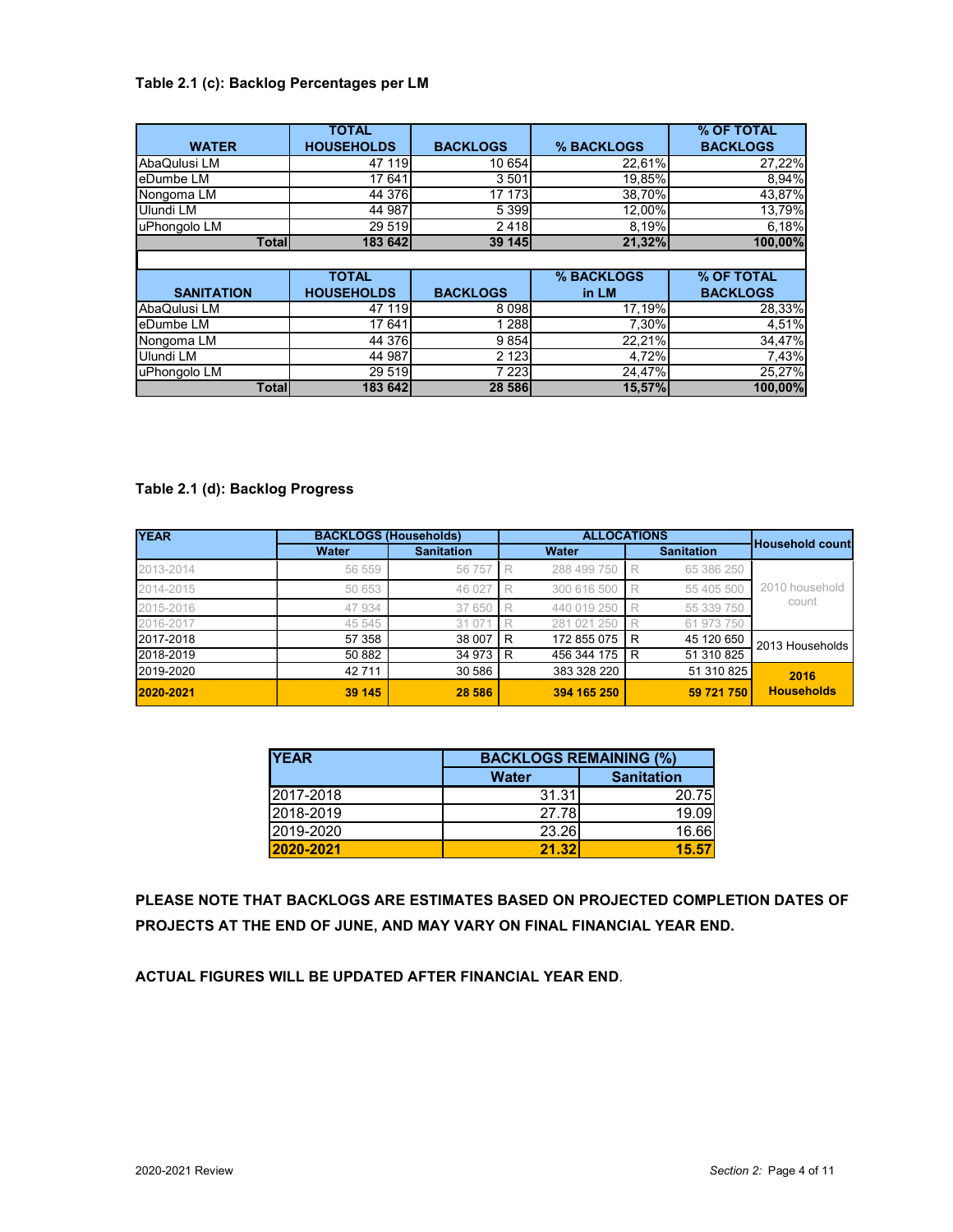### Table 2.1 (c): Backlog Percentages per LM

| WATER | TOTAL HOUSEHOLDS | BACKLOGS | % BACKLOGS | % OF TOTAL BACKLOGS |
|---|---|---|---|---|
| AbaQulusi LM | 47 119 | 10 654 | 22,61% | 27,22% |
| eDumbe LM | 17 641 | 3 501 | 19,85% | 8,94% |
| Nongoma LM | 44 376 | 17 173 | 38,70% | 43,87% |
| Ulundi LM | 44 987 | 5 399 | 12,00% | 13,79% |
| uPhongolo LM | 29 519 | 2 418 | 8,19% | 6,18% |
| **Total** | **183 642** | **39 145** | **21,32%** | **100,00%** |

| SANITATION | TOTAL HOUSEHOLDS | BACKLOGS | % BACKLOGS in LM | % OF TOTAL BACKLOGS |
|---|---|---|---|---|
| AbaQulusi LM | 47 119 | 8 098 | 17,19% | 28,33% |
| eDumbe LM | 17 641 | 1 288 | 7,30% | 4,51% |
| Nongoma LM | 44 376 | 9 854 | 22,21% | 34,47% |
| Ulundi LM | 44 987 | 2 123 | 4,72% | 7,43% |
| uPhongolo LM | 29 519 | 7 223 | 24,47% | 25,27% |
| **Total** | **183 642** | **28 586** | **15,57%** | **100,00%** |

### Table 2.1 (d): Backlog Progress

| YEAR | BACKLOGS (Households) | | ALLOCATIONS | | Household count |
|---|---|---|---|---|---|
| | Water | Sanitation | Water | Sanitation | |
| 2013-2014 | 56 559 | 56 757 | R 288 499 750 | R 65 386 250 | 2010 household count |
| 2014-2015 | 50 653 | 46 027 | R 300 616 500 | R 55 405 500 | |
| 2015-2016 | 47 934 | 37 650 | R 440 019 250 | R 55 339 750 | |
| 2016-2017 | 45 545 | 31 071 | R 281 021 250 | R 61 973 750 | |
| 2017-2018 | 57 358 | 38 007 | R 172 855 075 | R 45 120 650 | 2013 Households |
| 2018-2019 | 50 882 | 34 973 | R 456 344 175 | R 51 310 825 | |
| 2019-2020 | 42 711 | 30 586 | 383 328 220 | 51 310 825 | 2016 Households |
| **2020-2021** | **39 145** | **28 586** | **394 165 250** | **59 721 750** | |

| YEAR | BACKLOGS REMAINING (%) | |
|---|---|---|
| | Water | Sanitation |
| 2017-2018 | 31.31 | 20.75 |
| 2018-2019 | 27.78 | 19.09 |
| 2019-2020 | 23.26 | 16.66 |
| **2020-2021** | **21.32** | **15.57** |

**PLEASE NOTE THAT BACKLOGS ARE ESTIMATES BASED ON PROJECTED COMPLETION DATES OF PROJECTS AT THE END OF JUNE, AND MAY VARY ON FINAL FINANCIAL YEAR END.**

**ACTUAL FIGURES WILL BE UPDATED AFTER FINANCIAL YEAR END**.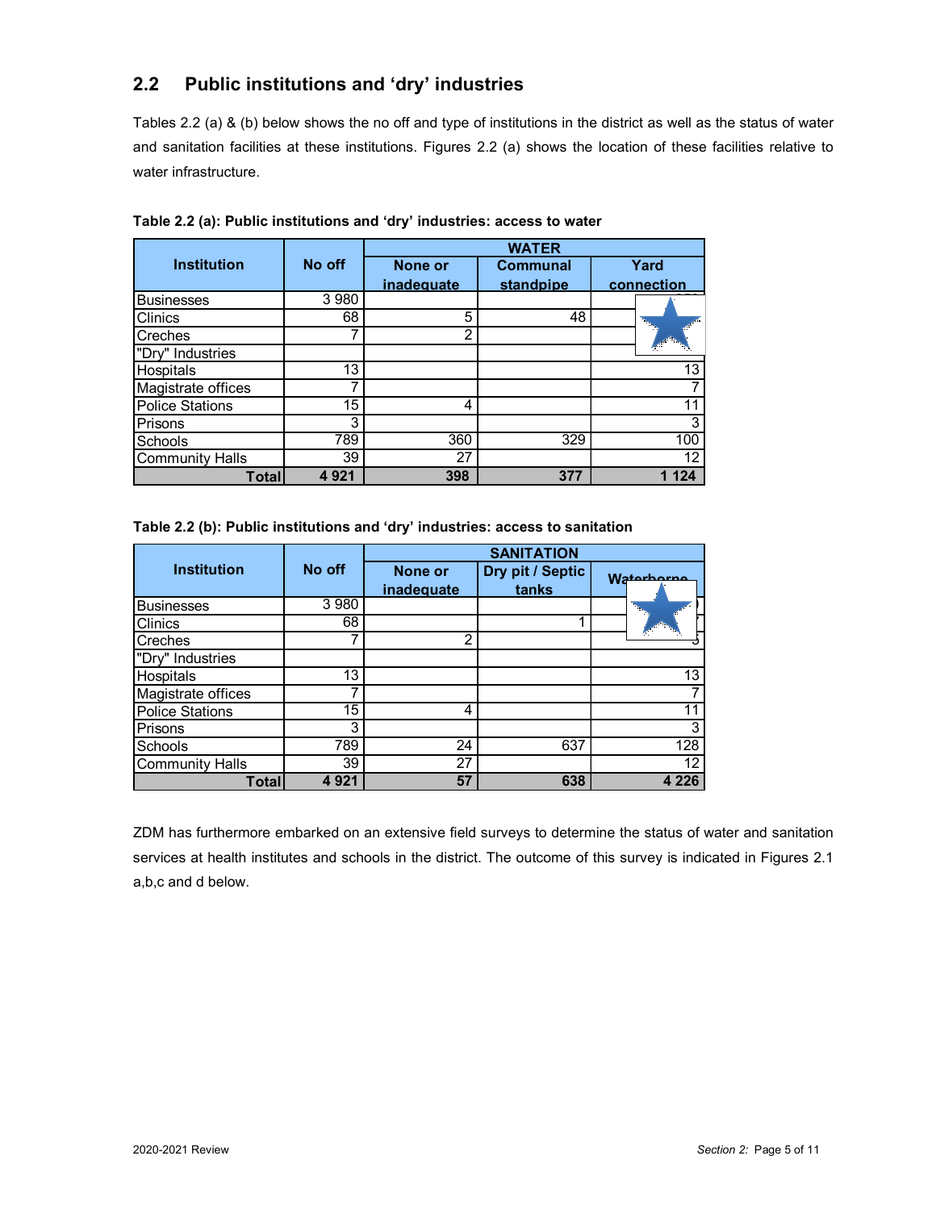## 2.2 Public institutions and 'dry' industries

Tables 2.2 (a) & (b) below shows the no off and type of institutions in the district as well as the status of water and sanitation facilities at these institutions. Figures 2.2 (a) shows the location of these facilities relative to water infrastructure.

**Table 2.2 (a): Public institutions and 'dry' industries: access to water**

| Institution | No off | WATER | | |
|---|---|---|---|---|
| | | None or inadequate | Communal standpipe | Yard connection |
| Businesses | 3 980 | | | |
| Clinics | 68 | 5 | 48 | |
| Creches | 7 | 2 | | |
| "Dry" Industries | | | | |
| Hospitals | 13 | | | 13 |
| Magistrate offices | 7 | | | 7 |
| Police Stations | 15 | 4 | | 11 |
| Prisons | 3 | | | 3 |
| Schools | 789 | 360 | 329 | 100 |
| Community Halls | 39 | 27 | | 12 |
| **Total** | **4 921** | **398** | **377** | **1 124** |

**Table 2.2 (b): Public institutions and 'dry' industries: access to sanitation**

| Institution | No off | SANITATION | | |
|---|---|---|---|---|
| | | None or inadequate | Dry pit / Septic tanks | Waterborne |
| Businesses | 3 980 | | | |
| Clinics | 68 | | 1 | |
| Creches | 7 | 2 | | 5 |
| "Dry" Industries | | | | |
| Hospitals | 13 | | | 13 |
| Magistrate offices | 7 | | | 7 |
| Police Stations | 15 | 4 | | 11 |
| Prisons | 3 | | | 3 |
| Schools | 789 | 24 | 637 | 128 |
| Community Halls | 39 | 27 | | 12 |
| **Total** | **4 921** | **57** | **638** | **4 226** |

ZDM has furthermore embarked on an extensive field surveys to determine the status of water and sanitation services at health institutes and schools in the district. The outcome of this survey is indicated in Figures 2.1 a,b,c and d below.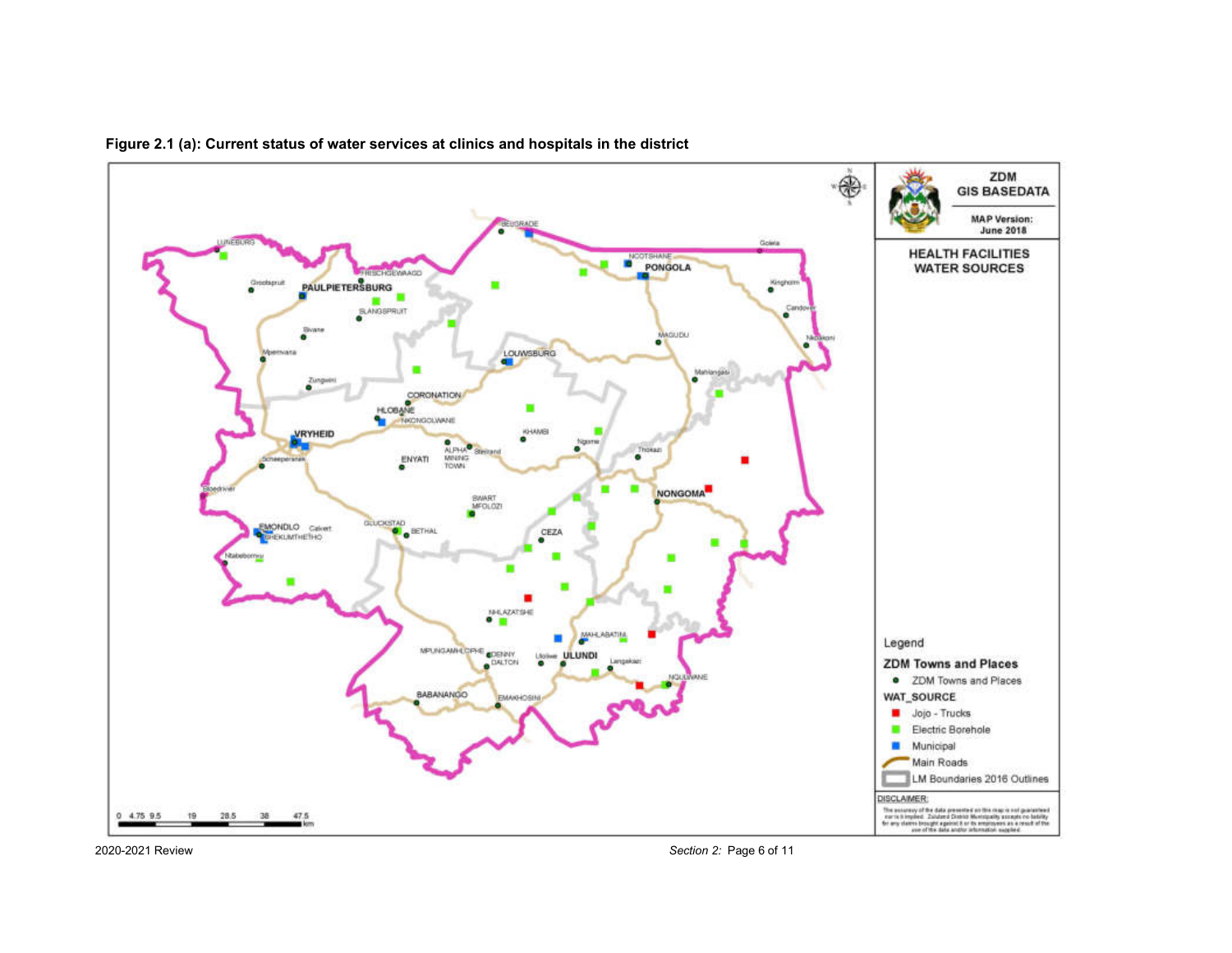**Figure 2.1 (a): Current status of water services at clinics and hospitals in the district**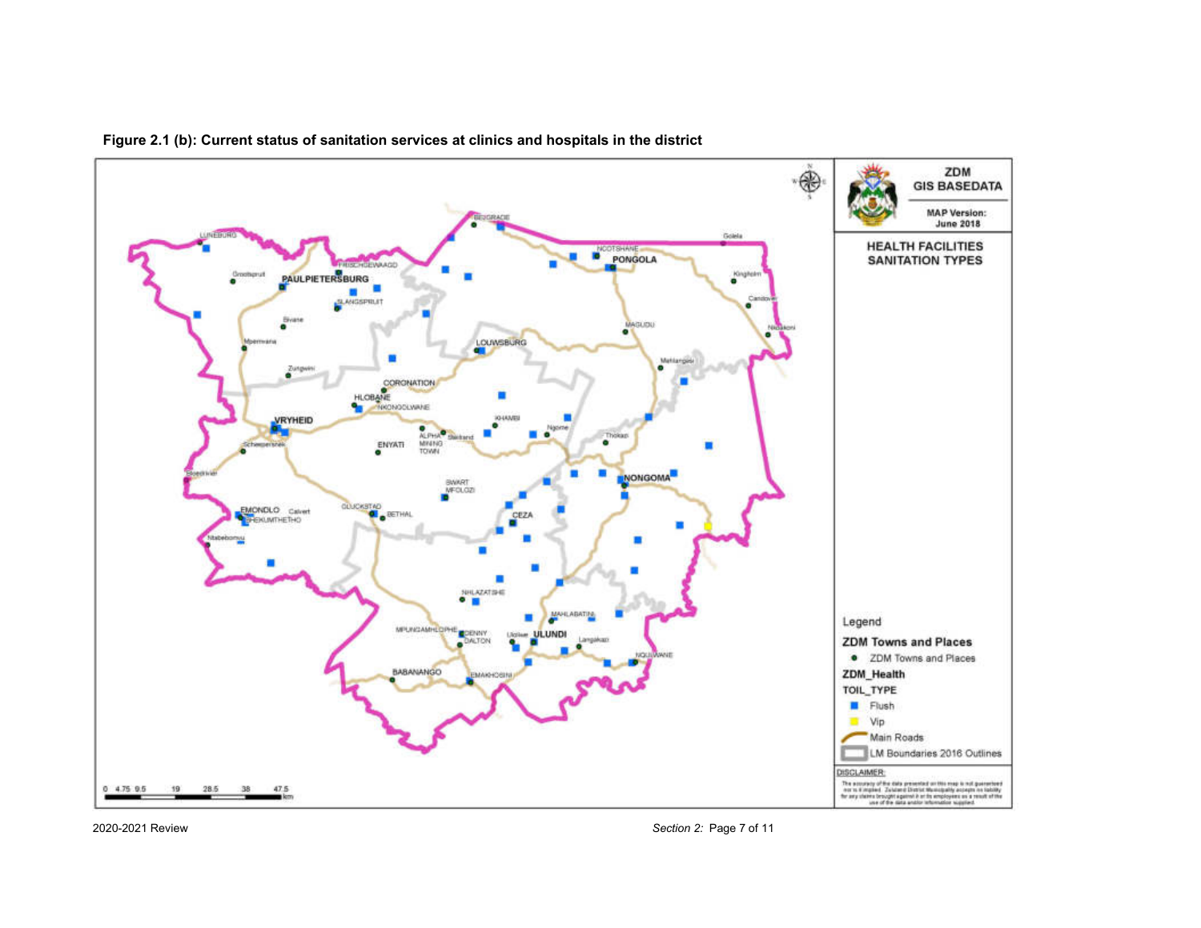**Figure 2.1 (b): Current status of sanitation services at clinics and hospitals in the district**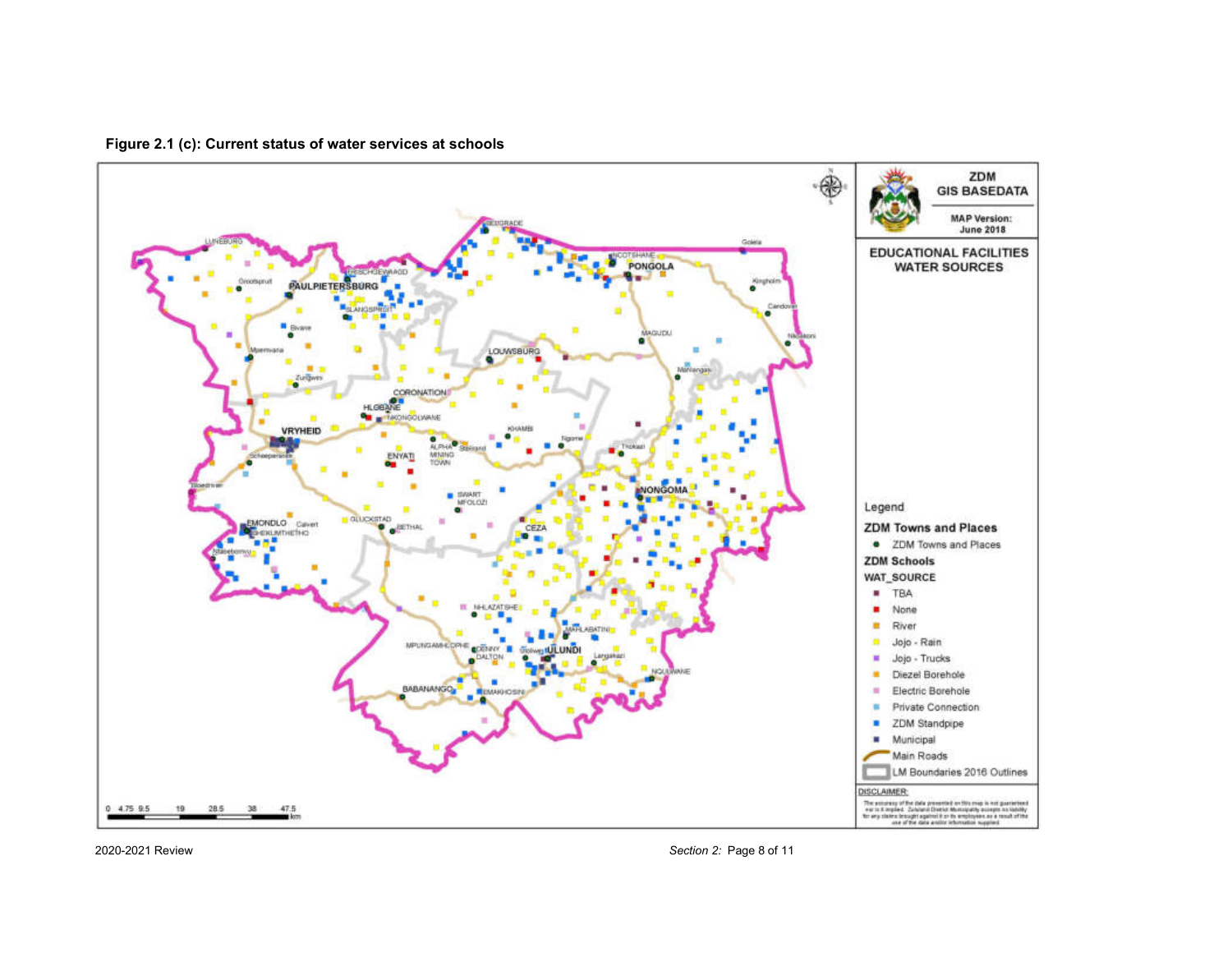**Figure 2.1 (c): Current status of water services at schools**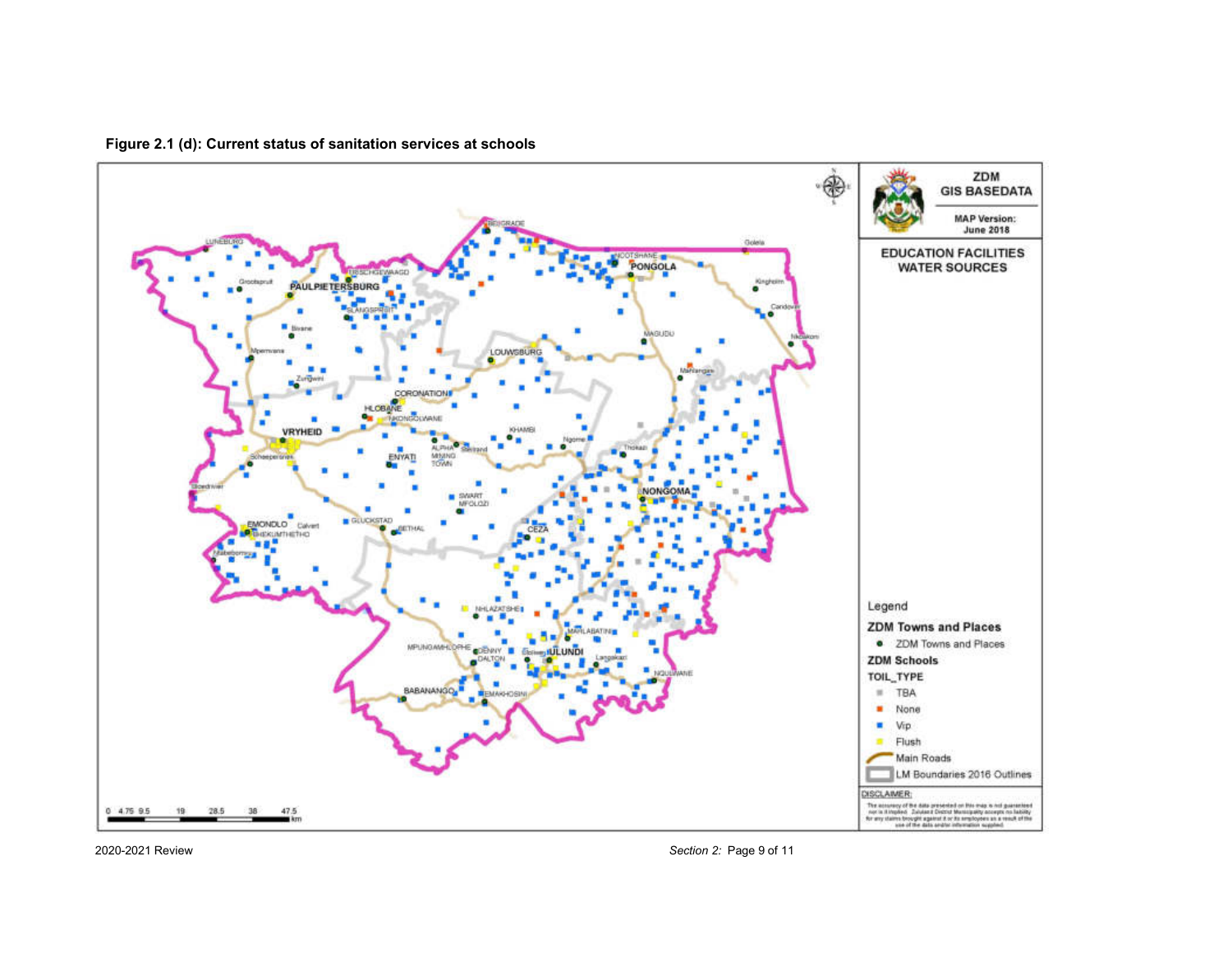**Figure 2.1 (d): Current status of sanitation services at schools**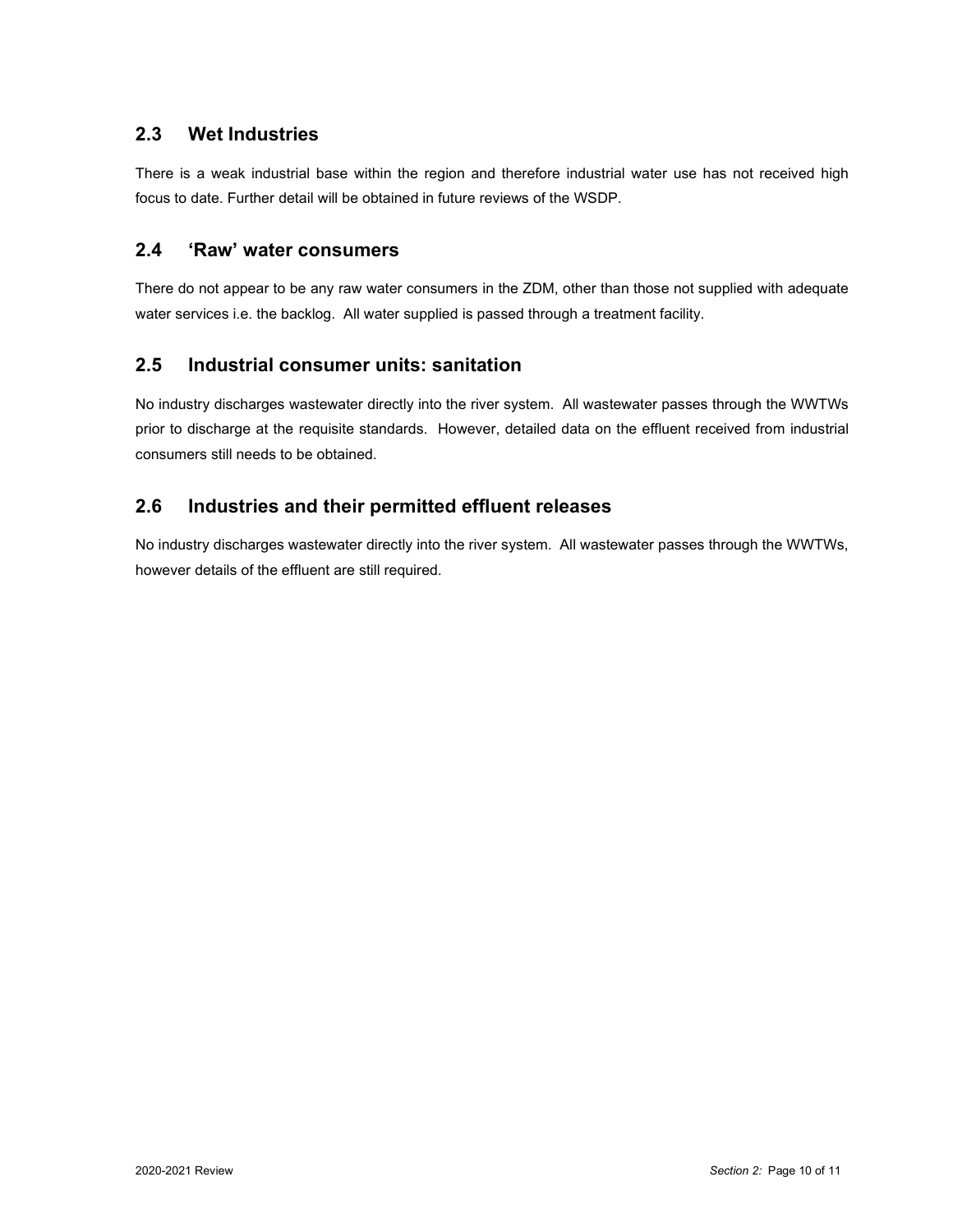## 2.3 Wet Industries

There is a weak industrial base within the region and therefore industrial water use has not received high focus to date. Further detail will be obtained in future reviews of the WSDP.

## 2.4 'Raw' water consumers

There do not appear to be any raw water consumers in the ZDM, other than those not supplied with adequate water services i.e. the backlog. All water supplied is passed through a treatment facility.

## 2.5 Industrial consumer units: sanitation

No industry discharges wastewater directly into the river system. All wastewater passes through the WWTWs prior to discharge at the requisite standards. However, detailed data on the effluent received from industrial consumers still needs to be obtained.

## 2.6 Industries and their permitted effluent releases

No industry discharges wastewater directly into the river system. All wastewater passes through the WWTWs, however details of the effluent are still required.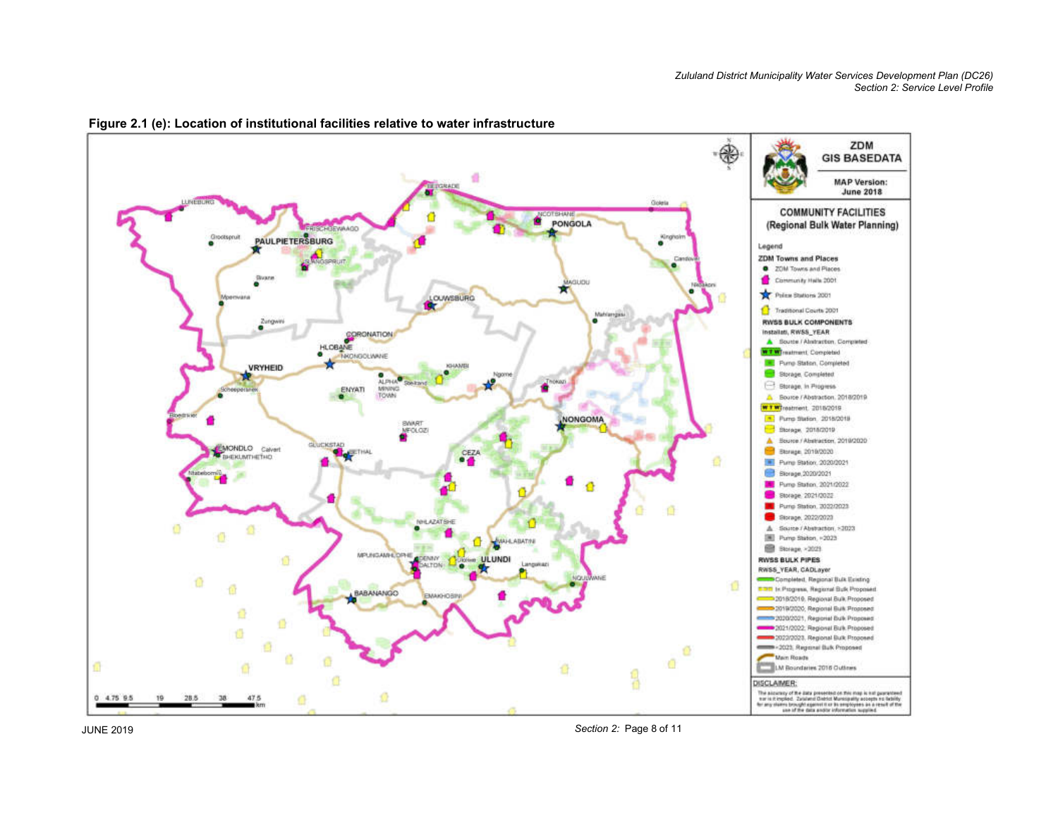**Figure 2.1 (e): Location of institutional facilities relative to water infrastructure**

ZDM
GIS BASEDATA

MAP Version:
June 2018

COMMUNITY FACILITIES
(Regional Bulk Water Planning)

Legend

ZDM Towns and Places
ZDM Towns and Places
Community Halls 2001
Police Stations 2001
Traditional Courts 2001

RWSS BULK COMPONENTS
Installati, RWSS_YEAR
Source / Abstraction, Completed
Treatment, Completed
Pump Station, Completed
Storage, Completed
Storage, In Progress
Source / Abstraction, 2018/2019
Treatment, 2018/2019
Pump Station, 2018/2019
Storage, 2018/2019
Source / Abstraction, 2019/2020
Storage, 2019/2020
Pump Station, 2020/2021
Storage, 2020/2021
Pump Station, 2021/2022
Storage, 2021/2022
Pump Station, 2022/2023
Storage, 2022/2023
Source / Abstraction, >2023
Pump Station, >2023
Storage, >2023

RWSS BULK PIPES
RWSS_YEAR, CADLayer
Completed, Regional Bulk Existing
In Progress, Regional Bulk Proposed
2018/2019, Regional Bulk Proposed
2019/2020, Regional Bulk Proposed
2020/2021, Regional Bulk Proposed
2021/2022, Regional Bulk Proposed
2022/2023, Regional Bulk Proposed
>2023, Regional Bulk Proposed
Main Roads
LM Boundaries 2016 Outlines

DISCLAIMER:
The accuracy of the data presented on this map is not guaranteed nor is it implied. Zululand District Municipality accepts no liability for any claims brought against it or its employees as a result of the use of the data and/or information supplied.

0 4.75 9.5 19 28.5 38 47.5
km